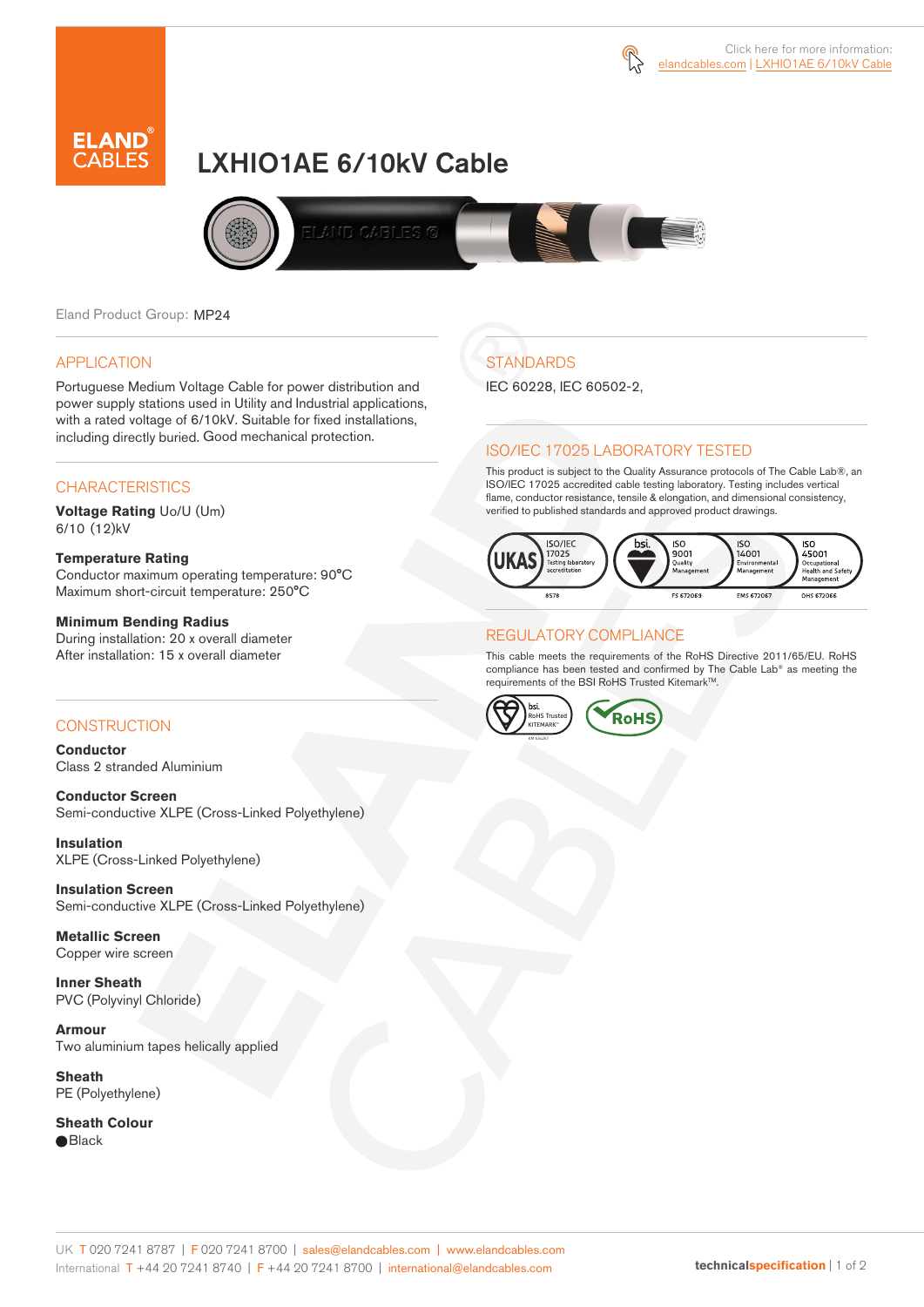Click here for more information: elandcables.com | LXHIO1AE 6/10kV Cable

# LXHIO1AE 6/10kV Cable

Eland Product Group: MP24

## APPLICATION

Portuguese Medium Voltage Cable for power distribution and power supply stations used in Utility and Industrial applications, with a rated voltage of 6/10kV. Suitable for fixed installations, including directly buried. Good mechanical protection.

## CHARACTERISTICS

**Voltage Rating** Uo/U (Um)
6/10 (12)kV

**Temperature Rating**
Conductor maximum operating temperature: 90°C
Maximum short-circuit temperature: 250°C

**Minimum Bending Radius**
During installation: 20 x overall diameter
After installation: 15 x overall diameter

## CONSTRUCTION

**Conductor**
Class 2 stranded Aluminium

**Conductor Screen**
Semi-conductive XLPE (Cross-Linked Polyethylene)

**Insulation**
XLPE (Cross-Linked Polyethylene)

**Insulation Screen**
Semi-conductive XLPE (Cross-Linked Polyethylene)

**Metallic Screen**
Copper wire screen

**Inner Sheath**
PVC (Polyvinyl Chloride)

**Armour**
Two aluminium tapes helically applied

**Sheath**
PE (Polyethylene)

**Sheath Colour**
● Black

## STANDARDS

IEC 60228, IEC 60502-2,

## ISO/IEC 17025 LABORATORY TESTED

This product is subject to the Quality Assurance protocols of The Cable Lab®, an ISO/IEC 17025 accredited cable testing laboratory. Testing includes vertical flame, conductor resistance, tensile & elongation, and dimensional consistency, verified to published standards and approved product drawings.

UKAS ISO/IEC 17025 Testing laboratory accreditation 8578 | bsi. ISO 9001 Quality Management FS 672069 | ISO 14001 Environmental Management EMS 672067 | ISO 45001 Occupational Health and Safety Management OHS 672066

## REGULATORY COMPLIANCE

This cable meets the requirements of the RoHS Directive 2011/65/EU. RoHS compliance has been tested and confirmed by The Cable Lab® as meeting the requirements of the BSI RoHS Trusted Kitemark™.

bsi. RoHS Trusted KITEMARK™ | RoHS

UK T 020 7241 8787 | F 020 7241 8700 | sales@elandcables.com | www.elandcables.com
International T +44 20 7241 8740 | F +44 20 7241 8700 | international@elandcables.com

technicalspecification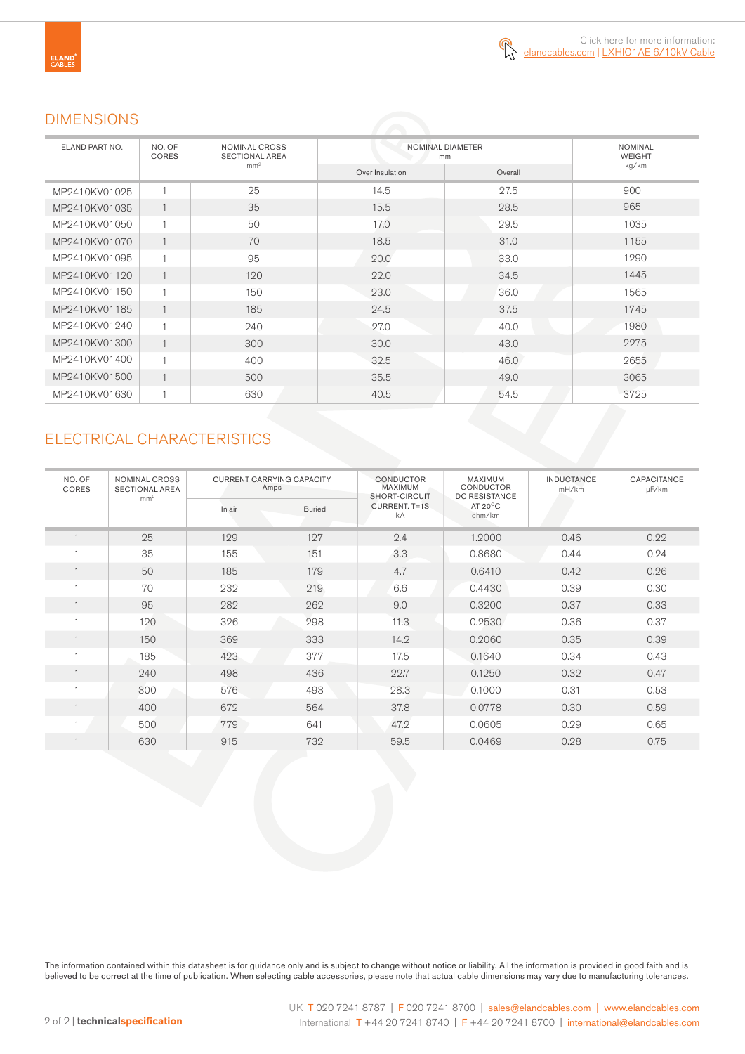Click here for more information: elandcables.com | LXHIO1AE 6/10kV Cable

## DIMENSIONS

| ELAND PART NO. | NO. OF CORES | NOMINAL CROSS SECTIONAL AREA mm² | NOMINAL DIAMETER mm | | NOMINAL WEIGHT kg/km |
|---|---|---|---|---|---|
| | | | Over Insulation | Overall | |
| MP2410KV01025 | 1 | 25 | 14.5 | 27.5 | 900 |
| MP2410KV01035 | 1 | 35 | 15.5 | 28.5 | 965 |
| MP2410KV01050 | 1 | 50 | 17.0 | 29.5 | 1035 |
| MP2410KV01070 | 1 | 70 | 18.5 | 31.0 | 1155 |
| MP2410KV01095 | 1 | 95 | 20.0 | 33.0 | 1290 |
| MP2410KV01120 | 1 | 120 | 22.0 | 34.5 | 1445 |
| MP2410KV01150 | 1 | 150 | 23.0 | 36.0 | 1565 |
| MP2410KV01185 | 1 | 185 | 24.5 | 37.5 | 1745 |
| MP2410KV01240 | 1 | 240 | 27.0 | 40.0 | 1980 |
| MP2410KV01300 | 1 | 300 | 30.0 | 43.0 | 2275 |
| MP2410KV01400 | 1 | 400 | 32.5 | 46.0 | 2655 |
| MP2410KV01500 | 1 | 500 | 35.5 | 49.0 | 3065 |
| MP2410KV01630 | 1 | 630 | 40.5 | 54.5 | 3725 |

## ELECTRICAL CHARACTERISTICS

| NO. OF CORES | NOMINAL CROSS SECTIONAL AREA mm² | CURRENT CARRYING CAPACITY Amps | | CONDUCTOR MAXIMUM SHORT-CIRCUIT CURRENT. T=1S kA | MAXIMUM CONDUCTOR DC RESISTANCE AT 20°C ohm/km | INDUCTANCE mH/km | CAPACITANCE μF/km |
|---|---|---|---|---|---|---|---|
| | | In air | Buried | | | | |
| 1 | 25 | 129 | 127 | 2.4 | 1.2000 | 0.46 | 0.22 |
| 1 | 35 | 155 | 151 | 3.3 | 0.8680 | 0.44 | 0.24 |
| 1 | 50 | 185 | 179 | 4.7 | 0.6410 | 0.42 | 0.26 |
| 1 | 70 | 232 | 219 | 6.6 | 0.4430 | 0.39 | 0.30 |
| 1 | 95 | 282 | 262 | 9.0 | 0.3200 | 0.37 | 0.33 |
| 1 | 120 | 326 | 298 | 11.3 | 0.2530 | 0.36 | 0.37 |
| 1 | 150 | 369 | 333 | 14.2 | 0.2060 | 0.35 | 0.39 |
| 1 | 185 | 423 | 377 | 17.5 | 0.1640 | 0.34 | 0.43 |
| 1 | 240 | 498 | 436 | 22.7 | 0.1250 | 0.32 | 0.47 |
| 1 | 300 | 576 | 493 | 28.3 | 0.1000 | 0.31 | 0.53 |
| 1 | 400 | 672 | 564 | 37.8 | 0.0778 | 0.30 | 0.59 |
| 1 | 500 | 779 | 641 | 47.2 | 0.0605 | 0.29 | 0.65 |
| 1 | 630 | 915 | 732 | 59.5 | 0.0469 | 0.28 | 0.75 |

The information contained within this datasheet is for guidance only and is subject to change without notice or liability. All the information is provided in good faith and is believed to be correct at the time of publication. When selecting cable accessories, please note that actual cable dimensions may vary due to manufacturing tolerances.

UK T 020 7241 8787 | F 020 7241 8700 | sales@elandcables.com | www.elandcables.com
International T +44 20 7241 8740 | F +44 20 7241 8700 | international@elandcables.com